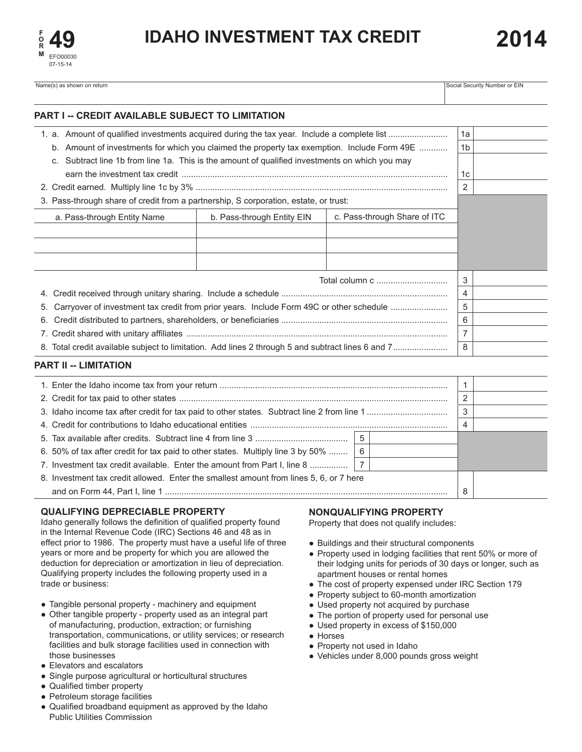FORM 49

EFO00030
07-15-14

# IDAHO INVESTMENT TAX CREDIT

# 2014

Name(s) as shown on return | Social Security Number or EIN

## PART I -- CREDIT AVAILABLE SUBJECT TO LIMITATION

| | | |
|---|---|---|
| 1. a. Amount of qualified investments acquired during the tax year. Include a complete list | 1a | |
| b. Amount of investments for which you claimed the property tax exemption. Include Form 49E | 1b | |
| c. Subtract line 1b from line 1a. This is the amount of qualified investments on which you may earn the investment tax credit | 1c | |
| 2. Credit earned. Multiply line 1c by 3% | 2 | |
| 3. Pass-through share of credit from a partnership, S corporation, estate, or trust: | | |

| a. Pass-through Entity Name | b. Pass-through Entity EIN | c. Pass-through Share of ITC |
|---|---|---|
| | | |
| | | |
| | | |

| | | |
|---|---|---|
| Total column c | 3 | |
| 4. Credit received through unitary sharing. Include a schedule | 4 | |
| 5. Carryover of investment tax credit from prior years. Include Form 49C or other schedule | 5 | |
| 6. Credit distributed to partners, shareholders, or beneficiaries | 6 | |
| 7. Credit shared with unitary affiliates | 7 | |
| 8. Total credit available subject to limitation. Add lines 2 through 5 and subtract lines 6 and 7 | 8 | |

## PART II -- LIMITATION

| | | | | |
|---|---|---|---|---|
| 1. Enter the Idaho income tax from your return | | | 1 | |
| 2. Credit for tax paid to other states | | | 2 | |
| 3. Idaho income tax after credit for tax paid to other states. Subtract line 2 from line 1 | | | 3 | |
| 4. Credit for contributions to Idaho educational entities | | | 4 | |
| 5. Tax available after credits. Subtract line 4 from line 3 | 5 | | | |
| 6. 50% of tax after credit for tax paid to other states. Multiply line 3 by 50% | 6 | | | |
| 7. Investment tax credit available. Enter the amount from Part I, line 8 | 7 | | | |
| 8. Investment tax credit allowed. Enter the smallest amount from lines 5, 6, or 7 here and on Form 44, Part I, line 1 | | | 8 | |

### QUALIFYING DEPRECIABLE PROPERTY

Idaho generally follows the definition of qualified property found in the Internal Revenue Code (IRC) Sections 46 and 48 as in effect prior to 1986. The property must have a useful life of three years or more and be property for which you are allowed the deduction for depreciation or amortization in lieu of depreciation. Qualifying property includes the following property used in a trade or business:

- Tangible personal property - machinery and equipment
- Other tangible property - property used as an integral part of manufacturing, production, extraction; or furnishing transportation, communications, or utility services; or research facilities and bulk storage facilities used in connection with those businesses
- Elevators and escalators
- Single purpose agricultural or horticultural structures
- Qualified timber property
- Petroleum storage facilities
- Qualified broadband equipment as approved by the Idaho Public Utilities Commission

### NONQUALIFYING PROPERTY

Property that does not qualify includes:

- Buildings and their structural components
- Property used in lodging facilities that rent 50% or more of their lodging units for periods of 30 days or longer, such as apartment houses or rental homes
- The cost of property expensed under IRC Section 179
- Property subject to 60-month amortization
- Used property not acquired by purchase
- The portion of property used for personal use
- Used property in excess of $150,000
- Horses
- Property not used in Idaho
- Vehicles under 8,000 pounds gross weight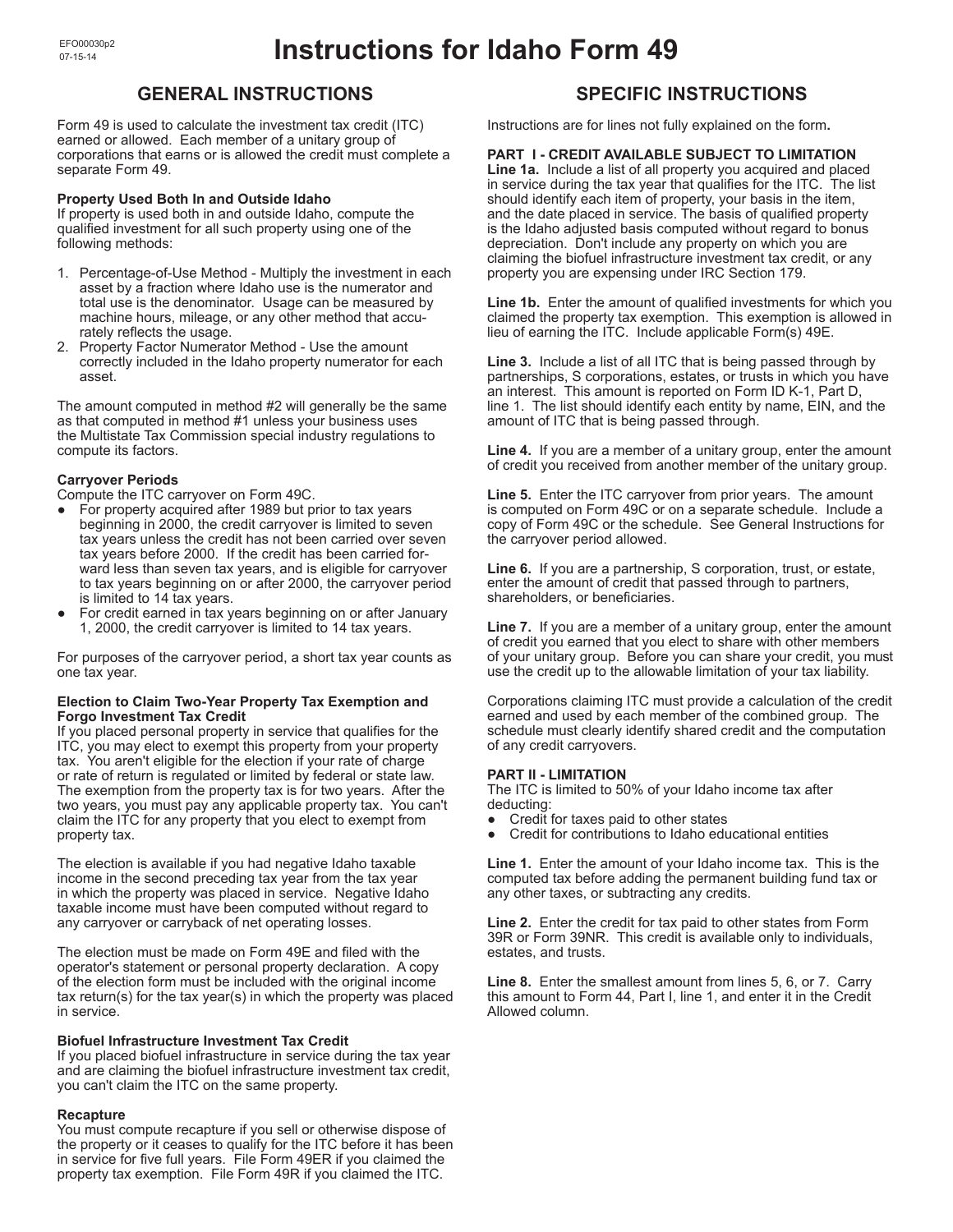EFO00030p2
07-15-14

# Instructions for Idaho Form 49

## GENERAL INSTRUCTIONS

Form 49 is used to calculate the investment tax credit (ITC) earned or allowed. Each member of a unitary group of corporations that earns or is allowed the credit must complete a separate Form 49.

**Property Used Both In and Outside Idaho**
If property is used both in and outside Idaho, compute the qualified investment for all such property using one of the following methods:

1. Percentage-of-Use Method - Multiply the investment in each asset by a fraction where Idaho use is the numerator and total use is the denominator. Usage can be measured by machine hours, mileage, or any other method that accurately reflects the usage.
2. Property Factor Numerator Method - Use the amount correctly included in the Idaho property numerator for each asset.

The amount computed in method #2 will generally be the same as that computed in method #1 unless your business uses the Multistate Tax Commission special industry regulations to compute its factors.

**Carryover Periods**
Compute the ITC carryover on Form 49C.

- For property acquired after 1989 but prior to tax years beginning in 2000, the credit carryover is limited to seven tax years unless the credit has not been carried over seven tax years before 2000. If the credit has been carried forward less than seven tax years, and is eligible for carryover to tax years beginning on or after 2000, the carryover period is limited to 14 tax years.
- For credit earned in tax years beginning on or after January 1, 2000, the credit carryover is limited to 14 tax years.

For purposes of the carryover period, a short tax year counts as one tax year.

**Election to Claim Two-Year Property Tax Exemption and Forgo Investment Tax Credit**
If you placed personal property in service that qualifies for the ITC, you may elect to exempt this property from your property tax. You aren't eligible for the election if your rate of charge or rate of return is regulated or limited by federal or state law. The exemption from the property tax is for two years. After the two years, you must pay any applicable property tax. You can't claim the ITC for any property that you elect to exempt from property tax.

The election is available if you had negative Idaho taxable income in the second preceding tax year from the tax year in which the property was placed in service. Negative Idaho taxable income must have been computed without regard to any carryover or carryback of net operating losses.

The election must be made on Form 49E and filed with the operator's statement or personal property declaration. A copy of the election form must be included with the original income tax return(s) for the tax year(s) in which the property was placed in service.

**Biofuel Infrastructure Investment Tax Credit**
If you placed biofuel infrastructure in service during the tax year and are claiming the biofuel infrastructure investment tax credit, you can't claim the ITC on the same property.

**Recapture**
You must compute recapture if you sell or otherwise dispose of the property or it ceases to qualify for the ITC before it has been in service for five full years. File Form 49ER if you claimed the property tax exemption. File Form 49R if you claimed the ITC.

## SPECIFIC INSTRUCTIONS

Instructions are for lines not fully explained on the form**.**

**PART I - CREDIT AVAILABLE SUBJECT TO LIMITATION**

**Line 1a.** Include a list of all property you acquired and placed in service during the tax year that qualifies for the ITC. The list should identify each item of property, your basis in the item, and the date placed in service. The basis of qualified property is the Idaho adjusted basis computed without regard to bonus depreciation. Don't include any property on which you are claiming the biofuel infrastructure investment tax credit, or any property you are expensing under IRC Section 179.

**Line 1b.** Enter the amount of qualified investments for which you claimed the property tax exemption. This exemption is allowed in lieu of earning the ITC. Include applicable Form(s) 49E.

**Line 3.** Include a list of all ITC that is being passed through by partnerships, S corporations, estates, or trusts in which you have an interest. This amount is reported on Form ID K-1, Part D, line 1. The list should identify each entity by name, EIN, and the amount of ITC that is being passed through.

**Line 4.** If you are a member of a unitary group, enter the amount of credit you received from another member of the unitary group.

**Line 5.** Enter the ITC carryover from prior years. The amount is computed on Form 49C or on a separate schedule. Include a copy of Form 49C or the schedule. See General Instructions for the carryover period allowed.

**Line 6.** If you are a partnership, S corporation, trust, or estate, enter the amount of credit that passed through to partners, shareholders, or beneficiaries.

**Line 7.** If you are a member of a unitary group, enter the amount of credit you earned that you elect to share with other members of your unitary group. Before you can share your credit, you must use the credit up to the allowable limitation of your tax liability.

Corporations claiming ITC must provide a calculation of the credit earned and used by each member of the combined group. The schedule must clearly identify shared credit and the computation of any credit carryovers.

**PART II - LIMITATION**

The ITC is limited to 50% of your Idaho income tax after deducting:

- Credit for taxes paid to other states
- Credit for contributions to Idaho educational entities

**Line 1.** Enter the amount of your Idaho income tax. This is the computed tax before adding the permanent building fund tax or any other taxes, or subtracting any credits.

**Line 2.** Enter the credit for tax paid to other states from Form 39R or Form 39NR. This credit is available only to individuals, estates, and trusts.

**Line 8.** Enter the smallest amount from lines 5, 6, or 7. Carry this amount to Form 44, Part I, line 1, and enter it in the Credit Allowed column.